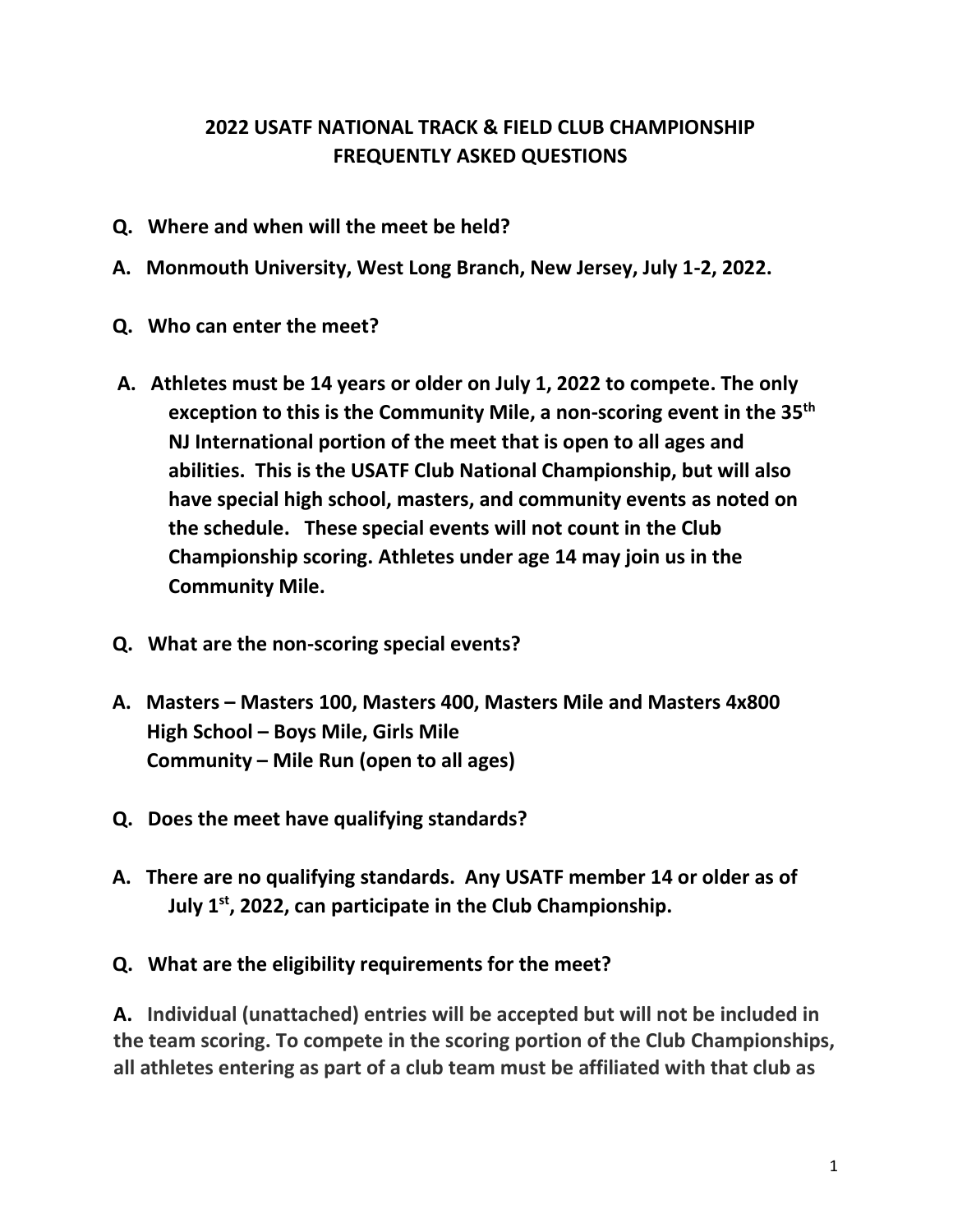# 2022 USATF NATIONAL TRACK & FIELD CLUB CHAMPIONSHIP
## FREQUENTLY ASKED QUESTIONS

**Q. Where and when will the meet be held?**

**A. Monmouth University, West Long Branch, New Jersey, July 1-2, 2022.**

**Q. Who can enter the meet?**

**A. Athletes must be 14 years or older on July 1, 2022 to compete. The only exception to this is the Community Mile, a non-scoring event in the 35th NJ International portion of the meet that is open to all ages and abilities. This is the USATF Club National Championship, but will also have special high school, masters, and community events as noted on the schedule. These special events will not count in the Club Championship scoring. Athletes under age 14 may join us in the Community Mile.**

**Q. What are the non-scoring special events?**

**A. Masters – Masters 100, Masters 400, Masters Mile and Masters 4x800**
**High School – Boys Mile, Girls Mile**
**Community – Mile Run (open to all ages)**

**Q. Does the meet have qualifying standards?**

**A. There are no qualifying standards. Any USATF member 14 or older as of July 1st, 2022, can participate in the Club Championship.**

**Q. What are the eligibility requirements for the meet?**

**A. Individual (unattached) entries will be accepted but will not be included in the team scoring. To compete in the scoring portion of the Club Championships, all athletes entering as part of a club team must be affiliated with that club as**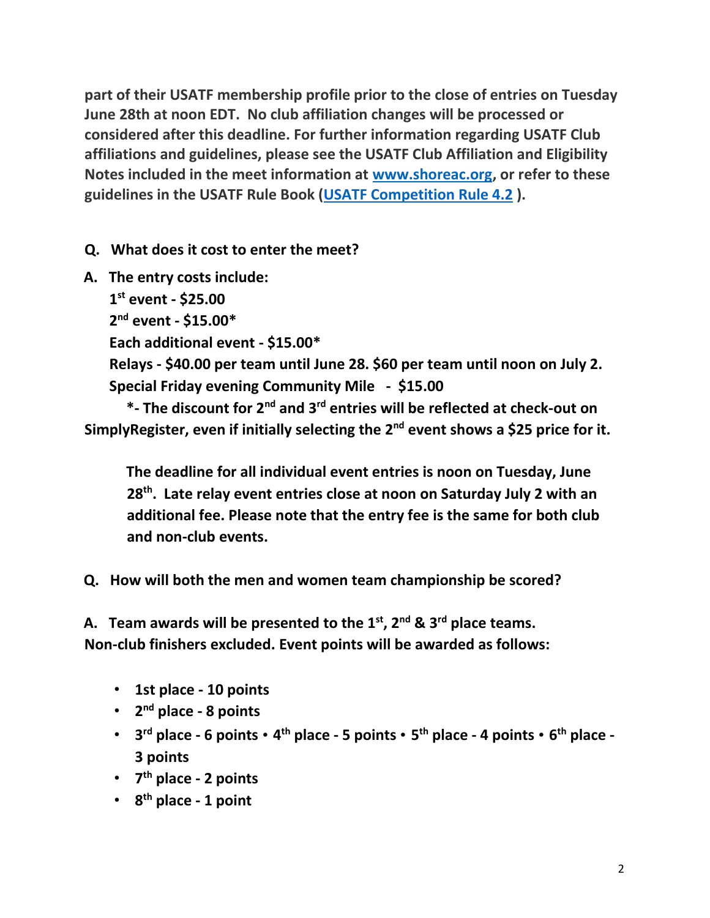**part of their USATF membership profile prior to the close of entries on Tuesday June 28th at noon EDT. No club affiliation changes will be processed or considered after this deadline. For further information regarding USATF Club affiliations and guidelines, please see the USATF Club Affiliation and Eligibility Notes included in the meet information at [www.shoreac.org](http://www.shoreac.org), or refer to these guidelines in the USATF Rule Book ([USATF Competition Rule 4.2](#) ).**

**Q. What does it cost to enter the meet?**

**A. The entry costs include:**

**1st event - $25.00**
**2nd event - $15.00***
**Each additional event - $15.00***
**Relays - $40.00 per team until June 28. $60 per team until noon on July 2.**
**Special Friday evening Community Mile - $15.00**

**\*- The discount for 2nd and 3rd entries will be reflected at check-out on SimplyRegister, even if initially selecting the 2nd event shows a $25 price for it.**

**The deadline for all individual event entries is noon on Tuesday, June 28th. Late relay event entries close at noon on Saturday July 2 with an additional fee. Please note that the entry fee is the same for both club and non-club events.**

**Q. How will both the men and women team championship be scored?**

**A. Team awards will be presented to the 1st, 2nd & 3rd place teams. Non-club finishers excluded. Event points will be awarded as follows:**

- **1st place - 10 points**
- **2nd place - 8 points**
- **3rd place - 6 points • 4th place - 5 points • 5th place - 4 points • 6th place - 3 points**
- **7th place - 2 points**
- **8th place - 1 point**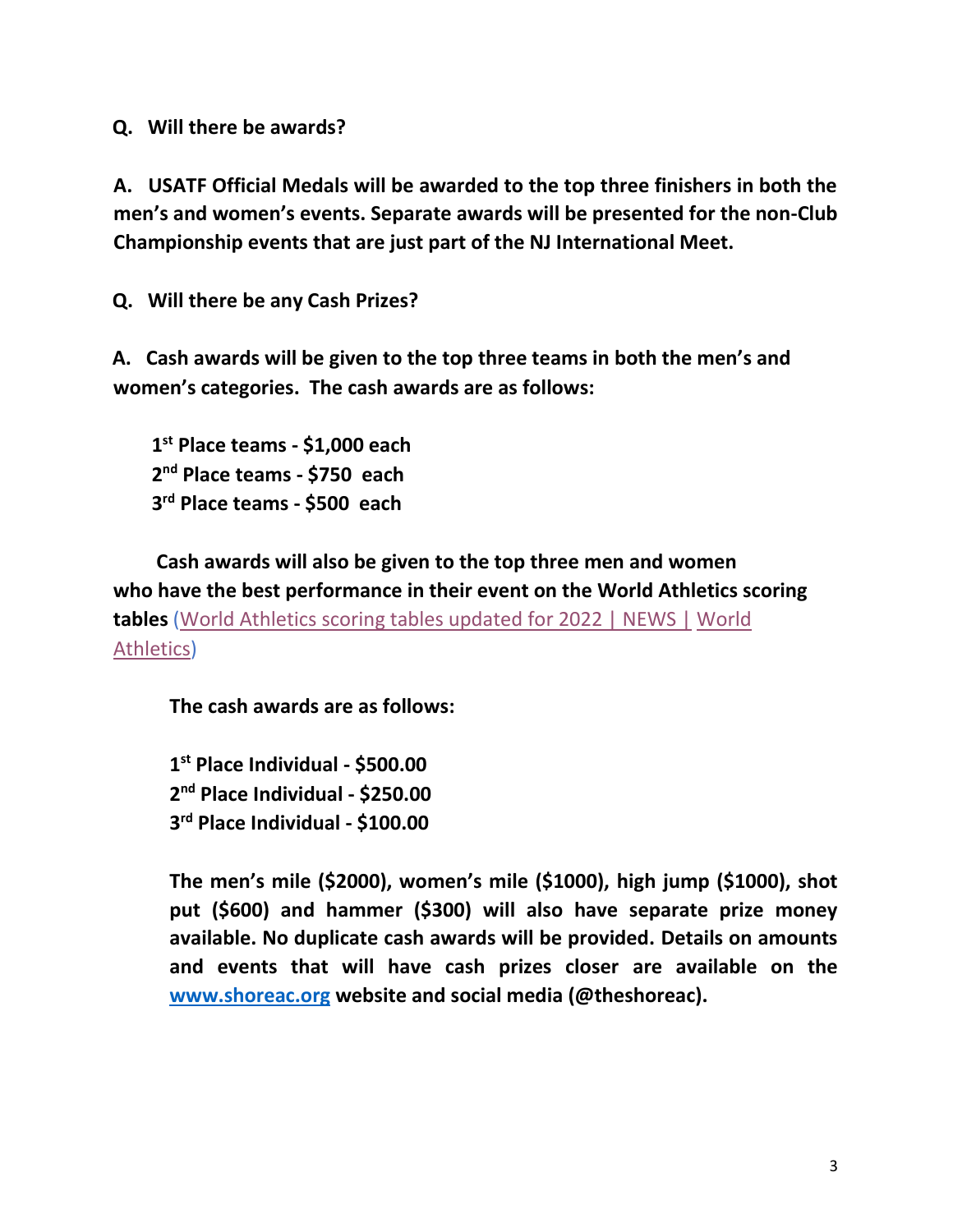**Q. Will there be awards?**

**A. USATF Official Medals will be awarded to the top three finishers in both the men's and women's events. Separate awards will be presented for the non-Club Championship events that are just part of the NJ International Meet.**

**Q. Will there be any Cash Prizes?**

**A. Cash awards will be given to the top three teams in both the men's and women's categories. The cash awards are as follows:**

**1st Place teams - $1,000 each**
**2nd Place teams - $750 each**
**3rd Place teams - $500 each**

**Cash awards will also be given to the top three men and women who have the best performance in their event on the World Athletics scoring tables** (World Athletics scoring tables updated for 2022 | NEWS | World Athletics)

**The cash awards are as follows:**

**1st Place Individual - $500.00**
**2nd Place Individual - $250.00**
**3rd Place Individual - $100.00**

**The men's mile ($2000), women's mile ($1000), high jump ($1000), shot put ($600) and hammer ($300) will also have separate prize money available. No duplicate cash awards will be provided. Details on amounts and events that will have cash prizes closer are available on the www.shoreac.org website and social media (@theshoreac).**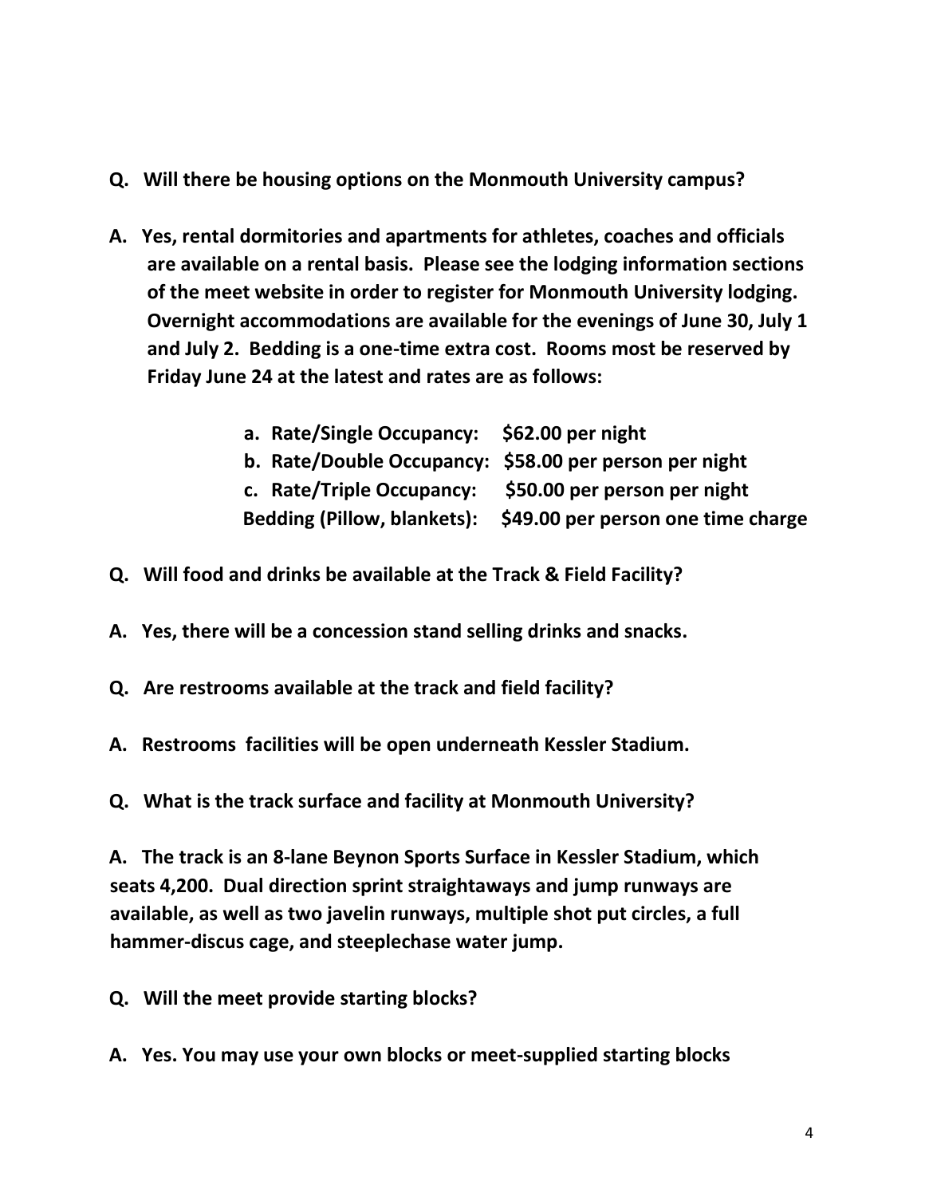**Q. Will there be housing options on the Monmouth University campus?**

**A. Yes, rental dormitories and apartments for athletes, coaches and officials are available on a rental basis. Please see the lodging information sections of the meet website in order to register for Monmouth University lodging. Overnight accommodations are available for the evenings of June 30, July 1 and July 2. Bedding is a one-time extra cost. Rooms most be reserved by Friday June 24 at the latest and rates are as follows:**

> **a. Rate/Single Occupancy: $62.00 per night**
> **b. Rate/Double Occupancy: $58.00 per person per night**
> **c. Rate/Triple Occupancy: $50.00 per person per night**
> **Bedding (Pillow, blankets): $49.00 per person one time charge**

**Q. Will food and drinks be available at the Track & Field Facility?**

**A. Yes, there will be a concession stand selling drinks and snacks.**

**Q. Are restrooms available at the track and field facility?**

**A. Restrooms facilities will be open underneath Kessler Stadium.**

**Q. What is the track surface and facility at Monmouth University?**

**A. The track is an 8-lane Beynon Sports Surface in Kessler Stadium, which seats 4,200. Dual direction sprint straightaways and jump runways are available, as well as two javelin runways, multiple shot put circles, a full hammer-discus cage, and steeplechase water jump.**

**Q. Will the meet provide starting blocks?**

**A. Yes. You may use your own blocks or meet-supplied starting blocks**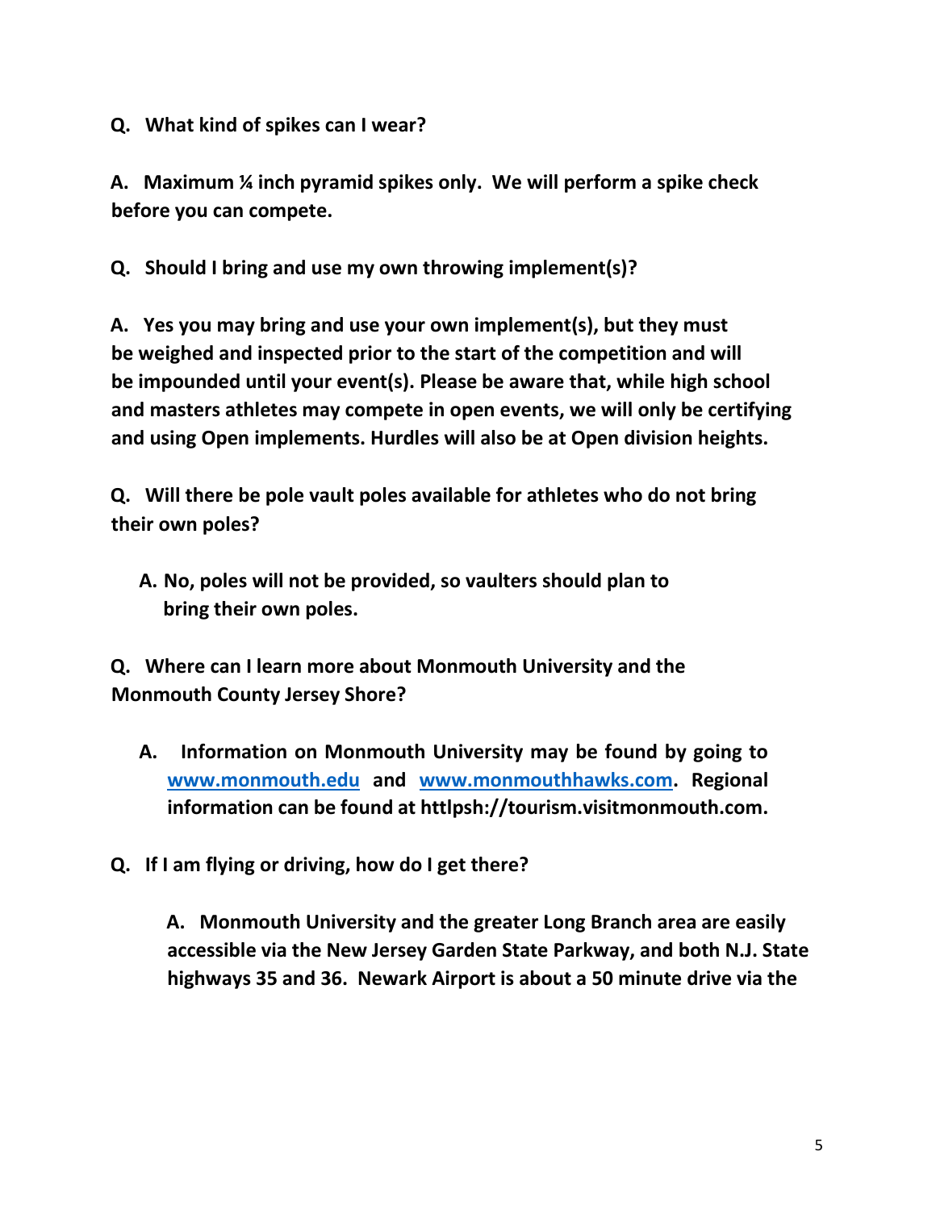**Q. What kind of spikes can I wear?**

**A. Maximum ¼ inch pyramid spikes only. We will perform a spike check before you can compete.**

**Q. Should I bring and use my own throwing implement(s)?**

**A. Yes you may bring and use your own implement(s), but they must be weighed and inspected prior to the start of the competition and will be impounded until your event(s). Please be aware that, while high school and masters athletes may compete in open events, we will only be certifying and using Open implements. Hurdles will also be at Open division heights.**

**Q. Will there be pole vault poles available for athletes who do not bring their own poles?**

**A. No, poles will not be provided, so vaulters should plan to bring their own poles.**

**Q. Where can I learn more about Monmouth University and the Monmouth County Jersey Shore?**

**A. Information on Monmouth University may be found by going to [www.monmouth.edu](http://www.monmouth.edu) and [www.monmouthhawks.com](http://www.monmouthhawks.com). Regional information can be found at httlpsh://tourism.visitmonmouth.com.**

**Q. If I am flying or driving, how do I get there?**

**A. Monmouth University and the greater Long Branch area are easily accessible via the New Jersey Garden State Parkway, and both N.J. State highways 35 and 36. Newark Airport is about a 50 minute drive via the**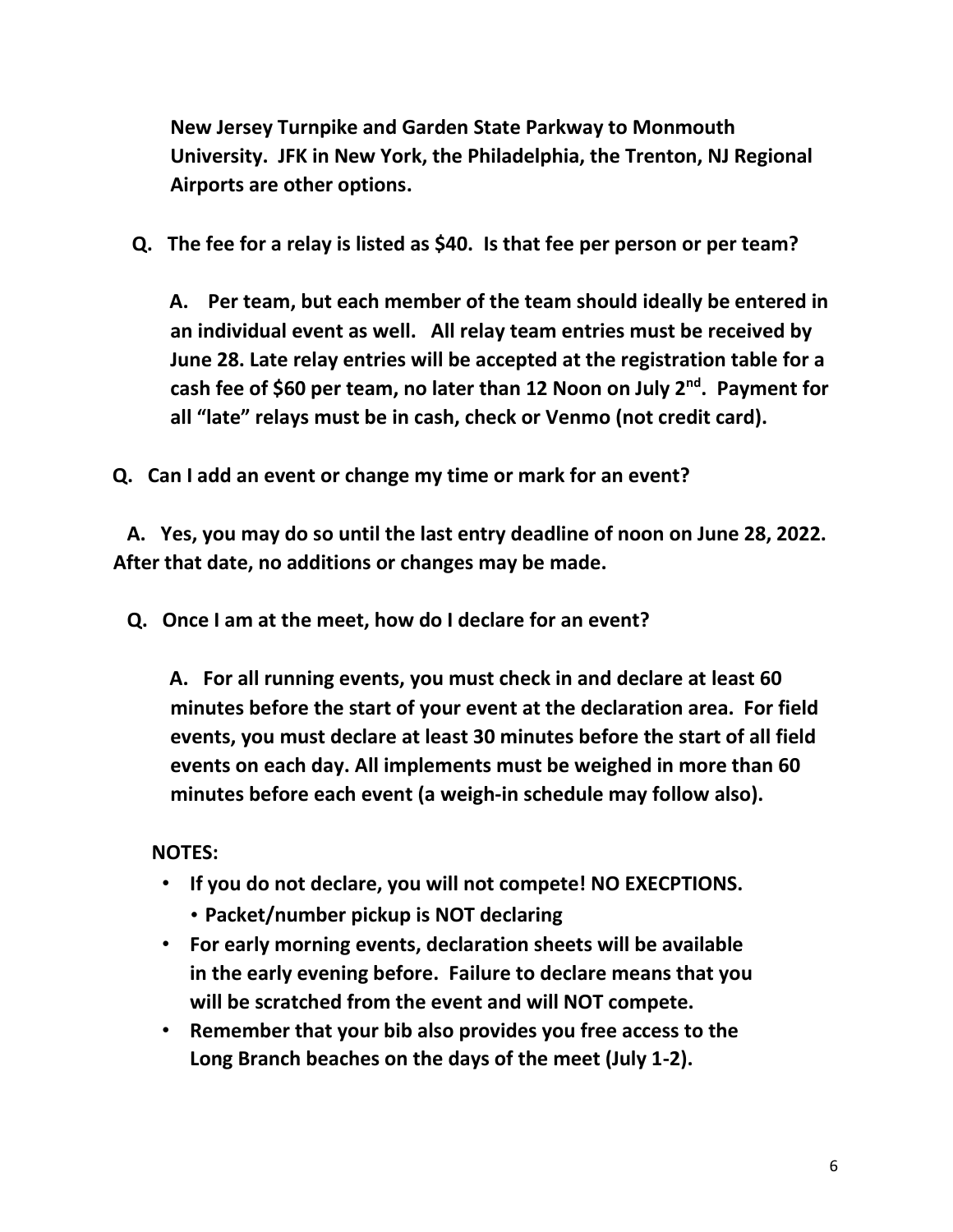**New Jersey Turnpike and Garden State Parkway to Monmouth University. JFK in New York, the Philadelphia, the Trenton, NJ Regional Airports are other options.**

**Q. The fee for a relay is listed as $40. Is that fee per person or per team?**

**A. Per team, but each member of the team should ideally be entered in an individual event as well. All relay team entries must be received by June 28. Late relay entries will be accepted at the registration table for a cash fee of $60 per team, no later than 12 Noon on July 2nd. Payment for all "late" relays must be in cash, check or Venmo (not credit card).**

**Q. Can I add an event or change my time or mark for an event?**

**A. Yes, you may do so until the last entry deadline of noon on June 28, 2022. After that date, no additions or changes may be made.**

**Q. Once I am at the meet, how do I declare for an event?**

**A. For all running events, you must check in and declare at least 60 minutes before the start of your event at the declaration area. For field events, you must declare at least 30 minutes before the start of all field events on each day. All implements must be weighed in more than 60 minutes before each event (a weigh-in schedule may follow also).**

**NOTES:**

- **If you do not declare, you will not compete! NO EXECPTIONS.**
  - **Packet/number pickup is NOT declaring**
- **For early morning events, declaration sheets will be available in the early evening before. Failure to declare means that you will be scratched from the event and will NOT compete.**
- **Remember that your bib also provides you free access to the Long Branch beaches on the days of the meet (July 1-2).**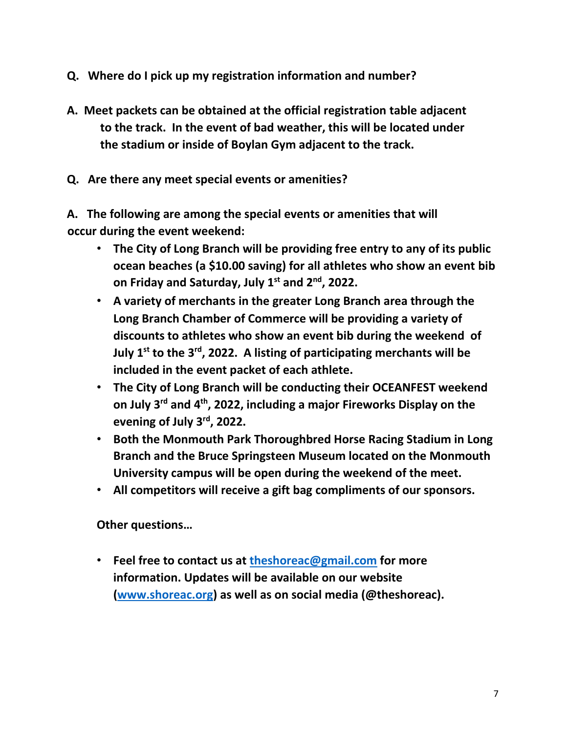**Q. Where do I pick up my registration information and number?**

**A. Meet packets can be obtained at the official registration table adjacent to the track. In the event of bad weather, this will be located under the stadium or inside of Boylan Gym adjacent to the track.**

**Q. Are there any meet special events or amenities?**

**A. The following are among the special events or amenities that will occur during the event weekend:**

- **The City of Long Branch will be providing free entry to any of its public ocean beaches (a $10.00 saving) for all athletes who show an event bib on Friday and Saturday, July 1st and 2nd, 2022.**
- **A variety of merchants in the greater Long Branch area through the Long Branch Chamber of Commerce will be providing a variety of discounts to athletes who show an event bib during the weekend of July 1st to the 3rd, 2022. A listing of participating merchants will be included in the event packet of each athlete.**
- **The City of Long Branch will be conducting their OCEANFEST weekend on July 3rd and 4th, 2022, including a major Fireworks Display on the evening of July 3rd, 2022.**
- **Both the Monmouth Park Thoroughbred Horse Racing Stadium in Long Branch and the Bruce Springsteen Museum located on the Monmouth University campus will be open during the weekend of the meet.**
- **All competitors will receive a gift bag compliments of our sponsors.**

**Other questions…**

- **Feel free to contact us at [theshoreac@gmail.com](mailto:theshoreac@gmail.com) for more information. Updates will be available on our website ([www.shoreac.org](http://www.shoreac.org)) as well as on social media (@theshoreac).**